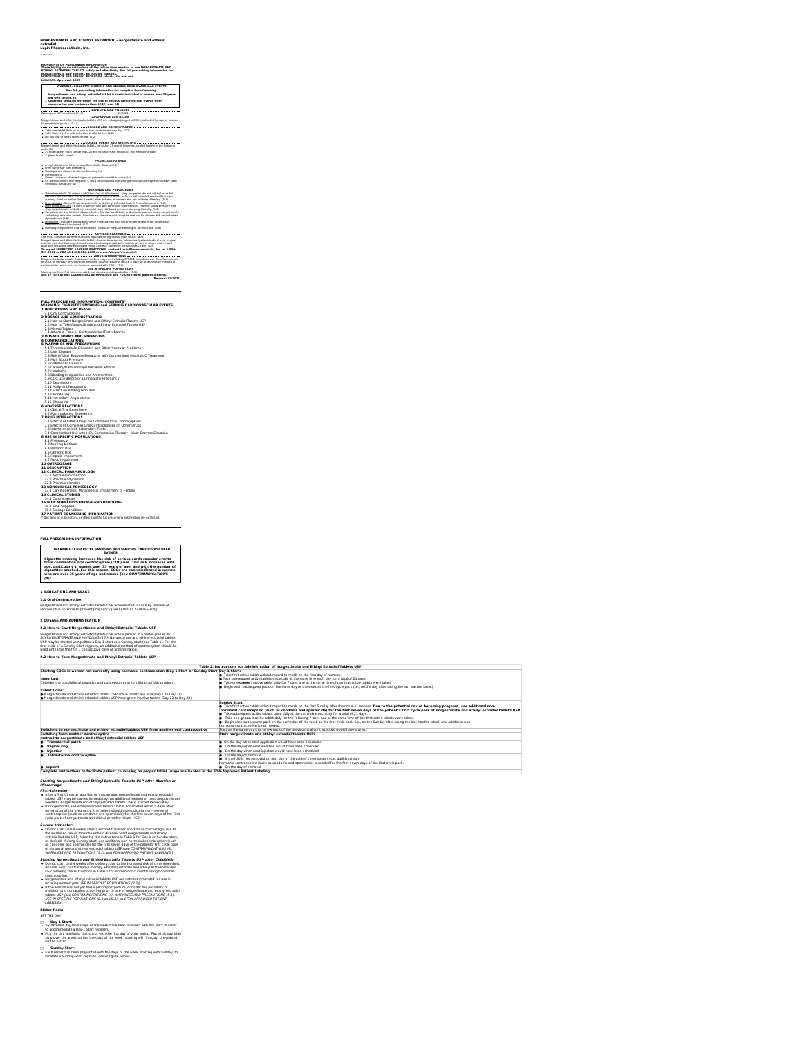**NORGESTIMATE AND ETHINYL ESTRADIOL - norgestimate and ethinyl estradiol**
**Lupin Pharmaceuticals, Inc.**

----------

**HIGHLIGHTS OF PRESCRIBING INFORMATION**
**These highlights do not include all the information needed to use NORGESTIMATE AND ETHINYL ESTRADIOL TABLETS safely and effectively. See full prescribing information for NORGESTIMATE AND ETHINYL ESTRADIOL TABLETS.**
**NORGESTIMATE AND ETHINYL ESTRADIOL tablets, for oral use**
**Initial U.S. Approval: 1989**

> **WARNING: CIGARETTE SMOKING AND SERIOUS CARDIOVASCULAR EVENTS**
> *See full prescribing information for complete boxed warning.*
> - **Norgestimate and ethinyl estradiol tablet is contraindicated in women over 35 years old who smoke. (4)**
> - **Cigarette smoking increases the risk of serious cardiovascular events from combination oral contraceptive (COC) use. (4)**

**RECENT MAJOR CHANGES**

Warnings and Precautions (5.15) 12/2021

**INDICATIONS AND USAGE**

Norgestimate and ethinyl estradiol tablets USP are estrogen/progestin COCs, indicated for use by women to prevent pregnancy. (1.1)

**DOSAGE AND ADMINISTRATION**

- Take one tablet daily by mouth at the same time every day. (2.2)
- Take tablets in the order directed on the blister. (2.2)
- Do not skip or delay tablet intake. (2.2)

**DOSAGE FORMS AND STRENGTHS**

Norgestimate and ethinyl estradiol tablets consist of 28 round, biconvex, coated tablets in the following order (3):
- 21 blue tablets each containing 0.25 mg norgestimate and 0.035 mg ethinyl estradiol
- 7 green tablets (inert)

**CONTRAINDICATIONS**

- A high risk of arterial or venous thrombotic diseases (4)
- Liver tumors or liver disease (4)
- Undiagnosed abnormal uterine bleeding (4)
- Pregnancy (4)
- Breast cancer or other estrogen- or progestin-sensitive cancer (4)
- Co-administration with Hepatitis C drug combinations containing ombitasvir/paritaprevir/ritonavir, with or without dasabuvir (4)

**WARNINGS AND PRECAUTIONS**

- Thromboembolic Disorders and Other Vascular Problems: Stop norgestimate and ethinyl estradiol tablets if a thrombotic event occurs. Stop at least 4 weeks before and through 2 weeks after major surgery. Start no earlier than 4 weeks after delivery, in women who are not breastfeeding. (5.1)
- Liver disease: Discontinue norgestimate and ethinyl estradiol tablets if jaundice occurs. (5.2)
- High blood pressure: If used in women with well-controlled hypertension, monitor blood pressure and stop norgestimate and ethinyl estradiol tablets if blood pressure rises significantly. (5.4)
- Carbohydrate and lipid metabolic effects: Monitor prediabetic and diabetic women taking norgestimate and ethinyl estradiol tablets. Consider an alternate contraceptive method for women with uncontrolled dyslipidemia. (5.6)
- Headache: Evaluate significant change in headaches and discontinue norgestimate and ethinyl estradiol tablets if indicated. (5.7)
- Bleeding Irregularities and Amenorrhea: Evaluate irregular bleeding or amenorrhea. (5.8)

**ADVERSE REACTIONS**

The most common adverse reactions reported during clinical trials (≥2%) were: Norgestimate and ethinyl estradiol tablets: headache/migraine, abdominal/gastrointestinal pain, vaginal infection, genital discharge, breast issues (including breast pain, discharge, and enlargement), mood disorders (including depression and mood altered), flatulence, nervousness, rash. (6.1)
**To report SUSPECTED ADVERSE REACTIONS, contact Lupin Pharmaceuticals, Inc. at 1-800-399-2561 or FDA at 1-800-FDA-1088 or www.fda.gov/medwatch.**

**DRUG INTERACTIONS**

Drugs or herbal products that induce certain enzymes including CYP3A4, may decrease the effectiveness of COCs or increase breakthrough bleeding. Counsel patients to use a back-up or alternative method of contraception when enzyme inducers are used with COCs. (7.1)

**USE IN SPECIFIC POPULATIONS**

Nursing mothers: Not recommended; can decrease milk production. (8.3)

**See 17 for PATIENT COUNSELING INFORMATION and FDA-approved patient labeling.**

**Revised: 12/2021**

---

**FULL PRESCRIBING INFORMATION: CONTENTS***
**WARNING: CIGARETTE SMOKING and SERIOUS CARDIOVASCULAR EVENTS**
**1 INDICATIONS AND USAGE**
1.1 Oral Contraceptive
**2 DOSAGE AND ADMINISTRATION**
2.1 How to Start Norgestimate and Ethinyl Estradiol Tablets USP
2.2 How to Take Norgestimate and Ethinyl Estradiol Tablets USP
2.3 Missed Tablets
2.4 Advice in Case of Gastrointestinal Disturbances
**3 DOSAGE FORMS AND STRENGTHS**
**4 CONTRAINDICATIONS**
**5 WARNINGS AND PRECAUTIONS**
5.1 Thromboembolic Disorders and Other Vascular Problems
5.2 Liver Disease
5.3 Risk of Liver Enzyme Elevations with Concomitant Hepatitis C Treatment
5.4 High Blood Pressure
5.5 Gallbladder Disease
5.6 Carbohydrate and Lipid Metabolic Effects
5.7 Headache
5.8 Bleeding Irregularities and Amenorrhea
5.9 COC Use Before or During Early Pregnancy
5.10 Depression
5.11 Malignant Neoplasms
5.12 Effect on Binding Globulins
5.13 Monitoring
5.14 Hereditary Angioedema
5.15 Chloasma
**6 ADVERSE REACTIONS**
6.1 Clinical Trial Experience
6.2 Postmarketing Experience
**7 DRUG INTERACTIONS**
7.1 Effects of Other Drugs on Combined Oral Contraceptives
7.2 Effects of Combined Oral Contraceptives on Other Drugs
7.3 Interference with Laboratory Tests
7.4 Concomitant Use with HCV Combination Therapy – Liver Enzyme Elevation
**8 USE IN SPECIFIC POPULATIONS**
8.1 Pregnancy
8.3 Nursing Mothers
8.4 Pediatric Use
8.5 Geriatric Use
8.6 Hepatic Impairment
8.7 Renal Impairment
**10 OVERDOSAGE**
**11 DESCRIPTION**
**12 CLINICAL PHARMACOLOGY**
12.1 Mechanism of Action
12.2 Pharmacodynamics
12.3 Pharmacokinetics
**13 NONCLINICAL TOXICOLOGY**
13.1 Carcinogenesis, Mutagenesis, Impairment of Fertility
**14 CLINICAL STUDIES**
14.1 Contraception
**16 HOW SUPPLIED/STORAGE AND HANDLING**
16.1 How Supplied
16.2 Storage Conditions
**17 PATIENT COUNSELING INFORMATION**
\* Sections or subsections omitted from the full prescribing information are not listed.

---

**FULL PRESCRIBING INFORMATION**

> **WARNING: CIGARETTE SMOKING and SERIOUS CARDIOVASCULAR EVENTS**
>
> **Cigarette smoking increases the risk of serious cardiovascular events from combination oral contraceptive (COC) use. This risk increases with age, particularly in women over 35 years of age, and with the number of cigarettes smoked. For this reason, COCs are contraindicated in women who are over 35 years of age and smoke *[see CONTRAINDICATIONS (4)]*.**

## 1 INDICATIONS AND USAGE

### 1.1 Oral Contraceptive

Norgestimate and ethinyl estradiol tablets USP are indicated for use by females of reproductive potential to prevent pregnancy *[see CLINICAL STUDIES (14)]*.

## 2 DOSAGE AND ADMINISTRATION

### 2.1 How to Start Norgestimate and Ethinyl Estradiol Tablets USP

Norgestimate and ethinyl estradiol tablets USP are dispensed in a blister *[see HOW SUPPLIED/STORAGE AND HANDLING (16)]*. Norgestimate and ethinyl estradiol tablets USP may be started using either a Day 1 start or a Sunday start (see Table 1). For the first cycle of a Sunday Start regimen, an additional method of contraception should be used until after the first 7 consecutive days of administration.

### 2.2 How to Take Norgestimate and Ethinyl Estradiol Tablets USP

**Table 1: Instructions for Administration of Norgestimate and Ethinyl Estradiol Tablets USP**

| **Starting COCs in women not currently using hormonal contraception (Day 1 Start or Sunday Start)** | **Day 1 Start:** |
|---|---|
| **Important:** Consider the possibility of ovulation and conception prior to initiation of this product. **Tablet Color:** ● Norgestimate and ethinyl estradiol tablets USP active tablets are blue (Day 1 to Day 21). ● Norgestimate and ethinyl estradiol tablets USP have green inactive tablets (Day 22 to Day 28). | ● Take first active tablet without regard to meals on the first day of menses. ● Take subsequent active tablets once daily at the same time each day for a total of 21 days. ● Take one **green** inactive tablet daily for 7 days and at the same time of day that active tablets were taken. ● Begin each subsequent pack on the same day of the week as the first cycle pack (i.e., on the day after taking the last inactive tablet) |
| | **Sunday Start:** ● Take first active tablet without regard to meals on the first Sunday after the onset of menses. **Due to the potential risk of becoming pregnant, use additional non-hormonal contraception (such as condoms and spermicide) for the first seven days of the patient's first cycle pack of norgestimate and ethinyl estradiol tablets USP.** ● Take subsequent active tablets once daily at the same time each day for a total of 21 days. ● Take one **green** inactive tablet daily for the following 7 days and at the same time of day that active tablets were taken. ● Begin each subsequent pack on the same day of the week as the first cycle pack (i.e., on the Sunday after taking the last inactive tablet) and additional non-hormonal contraceptive is not needed. |
| **Switching to norgestimate and ethinyl estradiol tablets USP from another oral contraceptive** | Start on the same day that a new pack of the previous oral contraceptive would have started. |
| **Switching from another contraceptive method to norgestimate and ethinyl estradiol tablets USP** | **Start norgestimate and ethinyl estradiol tablets USP:** |
| ● **Transdermal patch** | ● On the day when next application would have been scheduled |
| ● **Vaginal ring** | ● On the day when next insertion would have been scheduled |
| ● **Injection** | ● On the day when next injection would have been scheduled |
| ● **Intrauterine contraceptive** | ● On the day of removal ● If the IUD is not removed on first day of the patient's menstrual cycle, additional non-hormonal contraceptive (such as condoms and spermicide) is needed for the first seven days of the first cycle pack. |
| ● **Implant** | ● On the day of removal |
| **Complete instructions to facilitate patient counseling on proper tablet usage are located in the FDA-Approved Patient Labeling.** | |

***Starting Norgestimate and Ethinyl Estradiol Tablets USP after Abortion or Miscarriage***

***First-trimester:***

- After a first-trimester abortion or miscarriage, norgestimate and ethinyl estradiol tablets USP may be started immediately. An additional method of contraception is not needed if norgestimate and ethinyl estradiol tablets USP is started immediately.
- If norgestimate and ethinyl estradiol tablets USP is not started within 5 days after termination of the pregnancy, the patient should use additional non-hormonal contraception (such as condoms and spermicide) for the first seven days of her first cycle pack of norgestimate and ethinyl estradiol tablets USP.

***Second-trimester:***

- Do not start until 4 weeks after a second-trimester abortion or miscarriage, due to the increased risk of thromboembolic disease. Start norgestimate and ethinyl estradiol tablets USP, following the instructions in Table 1 for Day 1 or Sunday start, as desired. If using Sunday start, use additional non-hormonal contraception (such as condoms and spermicide) for the first seven days of the patient's first cycle pack of norgestimate and ethinyl estradiol tablets USP *[see CONTRAINDICATIONS (4), WARNINGS AND PRECAUTIONS (5.1), and FDA-APPROVED PATIENT LABELING.]*

***Starting Norgestimate and Ethinyl Estradiol Tablets USP after Childbirth***

- Do not start until 4 weeks after delivery, due to the increased risk of thromboembolic disease. Start contraceptive therapy with norgestimate and ethinyl estradiol tablets USP following the instructions in Table 1 for women not currently using hormonal contraception.
- Norgestimate and ethinyl estradiol tablets USP are not recommended for use in lactating women *[see USE IN SPECIFIC POPULATIONS (8.3)]*.
- If the woman has not yet had a period postpartum, consider the possibility of ovulation and conception occurring prior to use of norgestimate and ethinyl estradiol tablets USP *[see CONTRAINDICATIONS (4), WARNINGS AND PRECAUTIONS (5.1), USE IN SPECIFIC POPULATIONS (8.1 and 8.3), and FDA-APPROVED PATIENT LABELING]*.

**Blister Pack:**

SET THE DAY

- **Day 1 Start:**
  - Six different day label strips of the week have been provided with this pack in order to accommodate a Day 1 Start regimen.
  - Pick the day label strip that starts with the first day of your period. Place this day label strip over the area that has the days of the week (starting with Sunday) pre-printed on the blister
- **Sunday Start:**
  - Each blister has been preprinted with the days of the week, starting with Sunday, to facilitate a Sunday-Start regimen. (Refer figure below).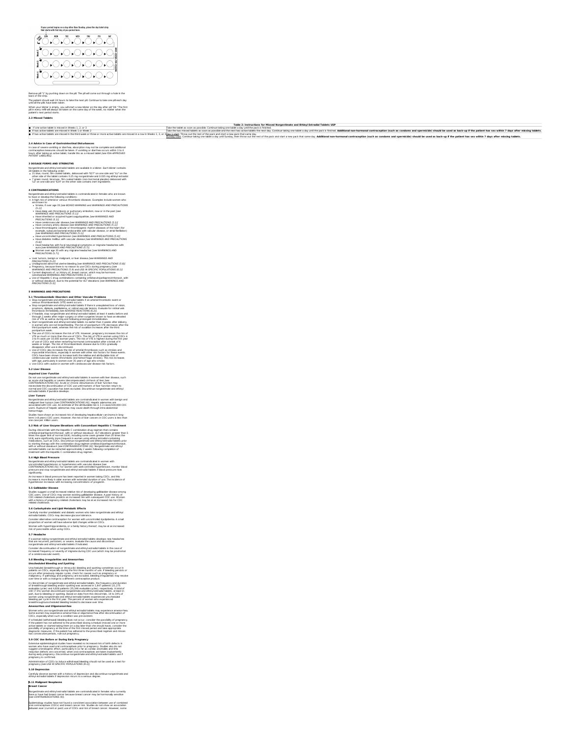If your period begins on a day other than Sunday, place the day label strip that starts with first day of you period here.

Remove pill "1" by pushing down on the pill. The pill will come out through a hole in the back of the strip.

The patient should wait 24 hours to take the next pill. Continue to take one pill each day until all the pills have been taken.

When your blister is empty, you will start a new blister on the day after pill "28." The first pill in every refill will always be taken on the same day of the week, no matter when the patient's next period starts.

### 2.3 Missed Tablets

**Table 2: Instructions for Missed Norgestimate and Ethinyl Estradiol Tablets USP**

| | |
|---|---|
| If one active tablet is missed in Weeks 1, 2, or 3 | Take the tablet as soon as possible. Continue taking one tablet a day until the pack is finished. |
| If two active tablets are missed in Week 1 or Week 2 | Take the two missed tablets as soon as possible and the next two active tablets the next day. Continue taking one tablet a day until the pack is finished. **Additional non-hormonal contraception (such as condoms and spermicide) should be used as back-up if the patient has sex within 7 days after missing tablets.** |
| If two active tablets are missed in the third week or three or more active tablets are missed in a row in Weeks 1, 2, or 3 | Day 1 start: Throw out the rest of the pack and start a new pack that same day.<br>Sunday start: Continue taking one tablet a day until Sunday, then throw out the rest of the pack and start a new pack that same day. **Additional non-hormonal contraception (such as condoms and spermicide) should be used as back-up if the patient has sex within 7 days after missing tablets.** |

### 2.4 Advice in Case of Gastrointestinal Disturbances

In case of severe vomiting or diarrhea, absorption may not be complete and additional contraceptive measures should be taken. If vomiting or diarrhea occurs within 3 to 4 hours after taking an active tablet, handle this as a missed tablet *[see FDA-APPROVED PATIENT LABELING]*.

## 3 DOSAGE FORMS AND STRENGTHS

Norgestimate and ethinyl estradiol tablets are available in a blister. Each blister contains 28 tablets in the following order:

- 21 blue, round, film coated tablets, debossed with "E3T" on one side and "LU" on the other side of the tablet contains 0.25 mg norgestimate and 0.035 mg ethinyl estradiol
- 7 green round, biconvex, film coated tablets (non-hormonal placebo) debossed with "LU" on one side and "E24" on the other side contains inert ingredients

## 4 CONTRAINDICATIONS

Norgestimate and ethinyl estradiol tablets is contraindicated in females who are known to have or develop the following conditions:

- A high risk of arterial or venous thrombotic diseases. Examples include women who are known to:
  - Smoke, if over age 35 *[see BOXED WARNING and WARNINGS AND PRECAUTIONS (5.1)]*
  - Have deep vein thrombosis or pulmonary embolism, now or in the past *[see WARNINGS AND PRECAUTIONS (5.1)]*
  - Have inherited or acquired hypercoagulopathies *[see WARNINGS AND PRECAUTIONS (5.1)]*
  - Have cerebrovascular disease *[see WARNINGS AND PRECAUTIONS (5.1)]*
  - Have coronary artery disease *[see WARNINGS AND PRECAUTIONS (5.1)]*
  - Have thrombogenic valvular or thrombogenic rhythm diseases of the heart (for example, subacute bacterial endocarditis with valvular disease, or atrial fibrillation) *[see WARNINGS AND PRECAUTIONS (5.1)]*
  - Have uncontrolled hypertension *[see WARNINGS AND PRECAUTIONS (5.4)]*
  - Have diabetes mellitus with vascular disease *[see WARNINGS AND PRECAUTIONS (5.6)]*
  - Have headaches with focal neurological symptoms or migraine headaches with aura *[see WARNINGS AND PRECAUTIONS (5.7)]*
  - Women over age 35 with any migraine headaches [see WARNINGS AND PRECAUTIONS (5.7)]
- Liver tumors, benign or malignant, or liver disease *[see WARNINGS AND PRECAUTIONS (5.2)]*
- Undiagnosed abnormal uterine bleeding *[see WARNINGS AND PRECAUTIONS (5.8)]*
- Pregnancy, because there is no reason to use COCs during pregnancy *[see WARNINGS AND PRECAUTIONS (5.9) and USE IN SPECIFIC POPULATIONS (8.1)]*
- Current diagnosis of, or history of, breast cancer, which may be hormone-sensitive*[see WARNINGS AND PRECAUTIONS (5.11)]*
- Use of Hepatitis C drug combinations containing ombitasvir/paritaprevir/ritonavir, with or without dasabuvir, due to the potential for ALT elevations *[see WARNINGS AND PRECAUTIONS (5.3)]*

## 5 WARNINGS AND PRECAUTIONS

### 5.1 Thromboembolic Disorders and Other Vascular Problems

- Stop norgestimate and ethinyl estradiol tablets if an arterial thrombotic event or venous thromboembolic (VTE) event occurs.
- Stop norgestimate and ethinyl estradiol tablets if there is unexplained loss of vision, proptosis, diplopia, papilledema, or retinal vascular lesions. Evaluate for retinal vein thrombosis immediately *[see ADVERSE REACTIONS (6.2)]*.
- If feasible, stop norgestimate and ethinyl estradiol tablets at least 4 weeks before and through 2 weeks after major surgery or other surgeries known to have an elevated risk of VTE as well as during and following prolonged immobilization.
- Start norgestimate and ethinyl estradiol tablets no earlier than 4 weeks after delivery, in women who are not breastfeeding. The risk of postpartum VTE decreases after the third postpartum week, whereas the risk of ovulation increases after the third postpartum week.
- The use of COCs increases the risk of VTE. However, pregnancy increases the risk of VTE as much or more than the use of COCs. The risk of VTE in women using COCs is 3 to 9 cases per 10,000 woman-years. The risk of VTE is highest during the first year of use of COCs and when restarting hormonal contraception after a break of 4 weeks or longer. The risk of thromboembolic disease due to COCs gradually disappears after use is discontinued.
- Use of COCs also increases the risk of arterial thromboses such as strokes and myocardial infarctions, especially in women with other risk factors for these events. COCs have been shown to increase both the relative and attributable risks of cerebrovascular events (thrombotic and hemorrhagic strokes). This risk increases with age, particularly in women over 35 years of age who smoke.
- Use COCs with caution in women with cardiovascular disease risk factors.

### 5.2 Liver Disease

***Impaired Liver Function***

Do not use norgestimate and ethinyl estradiol tablets in women with liver disease, such as acute viral hepatitis or severe (decompensated) cirrhosis of liver *[see CONTRAINDICATIONS (4)]*. Acute or chronic disturbances of liver function may necessitate the discontinuation of COC use until markers of liver function return to normal and COC causation has been excluded. Discontinue norgestimate and ethinyl estradiol tablets if jaundice develops.

***Liver Tumors***

Norgestimate and ethinyl estradiol tablets are contraindicated in women with benign and malignant liver tumors *[see CONTRAINDICATIONS (4)]*. Hepatic adenomas are associated with COC use. An estimate of the attributable risk is 3.3 cases/100,000 COC users. Rupture of hepatic adenomas may cause death through intra-abdominal hemorrhage.

Studies have shown an increased risk of developing hepatocellular carcinoma in long-term (>8 years) COC users. However, the risk of liver cancers in COC users is less than one case per million users.

### 5.3 Risk of Liver Enzyme Elevations with Concomitant Hepatitis C Treatment

During clinical trials with the Hepatitis C combination drug regimen that contains ombitasvir/paritaprevir/ritonavir, with or without dasabuvir, ALT elevations greater than 5 times the upper limit of normal (ULN), including some cases greater than 20 times the ULN, were significantly more frequent in women using ethinyl estradiol-containing medications, such as COCs. Discontinue norgestimate and ethinyl estradiol tablets prior to starting therapy with the combination drug regimen ombitasvir/paritaprevir/ritonavir, with or without dasabuvir *[see CONTRAINDICATIONS (4)]*. Norgestimate and ethinyl estradiol tablets can be restarted approximately 2 weeks following completion of treatment with the Hepatitis C combination drug regimen.

### 5.4 High Blood Pressure

Norgestimate and ethinyl estradiol tablets are contraindicated in women with uncontrolled hypertension or hypertension with vascular disease *[see CONTRAINDICATIONS (4)]*. For women with well-controlled hypertension, monitor blood pressure and stop norgestimate and ethinyl estradiol tablets if blood pressure rises significantly.

An increase in blood pressure has been reported in women taking COCs, and this increase is more likely in older women with extended duration of use. The incidence of hypertension increases with increasing concentrations of progestin.

### 5.5 Gallbladder Disease

Studies suggest a small increased relative risk of developing gallbladder disease among COC users. Use of COCs may worsen existing gallbladder disease. A past history of COC-related cholestasis predicts an increased risk with subsequent COC use. Women with a history of pregnancy-related cholestasis may be at an increased risk for COC related cholestasis.

### 5.6 Carbohydrate and Lipid Metabolic Effects

Carefully monitor prediabetic and diabetic women who take norgestimate and ethinyl estradiol tablets. COCs may decrease glucose tolerance.

Consider alternative contraception for women with uncontrolled dyslipidemia. A small proportion of women will have adverse lipid changes while on COCs.

Women with hypertriglyceridemia, or a family history thereof, may be at an increased risk of pancreatitis when using COCs.

### 5.7 Headache

If a woman taking norgestimate and ethinyl estradiol tablets develops new headaches that are recurrent, persistent, or severe, evaluate the cause and discontinue norgestimate and ethinyl estradiol tablets if indicated.

Consider discontinuation of norgestimate and ethinyl estradiol tablets in the case of increased frequency or severity of migraine during COC use (which may be prodromal of a cerebrovascular event).

### 5.8 Bleeding Irregularities and Amenorrhea

***Unscheduled Bleeding and Spotting***

Unscheduled (breakthrough or intracyclic) bleeding and spotting sometimes occur in patients on COCs, especially during the first three months of use. If bleeding persists or occurs after previously regular cycles, check for causes such as pregnancy or malignancy. If pathology and pregnancy are excluded, bleeding irregularities may resolve over time or with a change to a different contraceptive product.

In clinical trials of norgestimate and ethinyl estradiol tablets, the frequency and duration of breakthrough bleeding and/or spotting was assessed in 1,647 patients (21,275 evaluable cycles) and 4,826 patients (35,546 evaluable cycles), respectively. A total of 100 (7.5%) women discontinued norgestimate and ethinyl estradiol tablets, at least in part, due to bleeding or spotting. Based on data from the clinical trials, 14 to 34% of women using norgestimate and ethinyl estradiol tablets experienced unscheduled bleeding per cycle in the first year. The percent of women who experienced breakthrough/unscheduled bleeding tended to decrease over time.

***Amenorrhea and Oligomenorrhea***

Women who use norgestimate and ethinyl estradiol tablets may experience amenorrhea. Some women may experience amenorrhea or oligomenorrhea after discontinuation of COCs, especially when such a condition was pre-existent.

If scheduled (withdrawal) bleeding does not occur, consider the possibility of pregnancy. If the patient has not adhered to the prescribed dosing schedule (missed one or more active tablets or started taking them on a day later than she should have), consider the possibility of pregnancy at the time of the first missed period and take appropriate diagnostic measures. If the patient has adhered to the prescribed regimen and misses two consecutive periods, rule out pregnancy.

### 5.9 COC Use Before or During Early Pregnancy

Extensive epidemiological studies have revealed no increased risk of birth defects in women who have used oral contraceptives prior to pregnancy. Studies also do not suggest a teratogenic effect, particularly in so far as cardiac anomalies and limb reduction defects are concerned, when oral contraceptives are taken inadvertently during early pregnancy. Discontinue norgestimate and ethinyl estradiol tablets use if pregnancy is confirmed.

Administration of COCs to induce withdrawal bleeding should not be used as a test for pregnancy *[see USE IN SPECIFIC POPULATIONS (8.1)]*.

### 5.10 Depression

Carefully observe women with a history of depression and discontinue norgestimate and ethinyl estradiol tablets if depression recurs to a serious degree.

### 5.11 Malignant Neoplasms

**Breast Cancer**

Norgestimate and ethinyl estradiol tablets are contraindicated in females who currently have or have had breast cancer because breast cancer may be hormonally sensitive [see CONTRAINDICATIONS (4)].

Epidemiology studies have not found a consistent association between use of combined oral contraceptives (COCs) and breast cancer risk. Studies do not show an association between ever (current or past) use of COCs and risk of breast cancer. However, some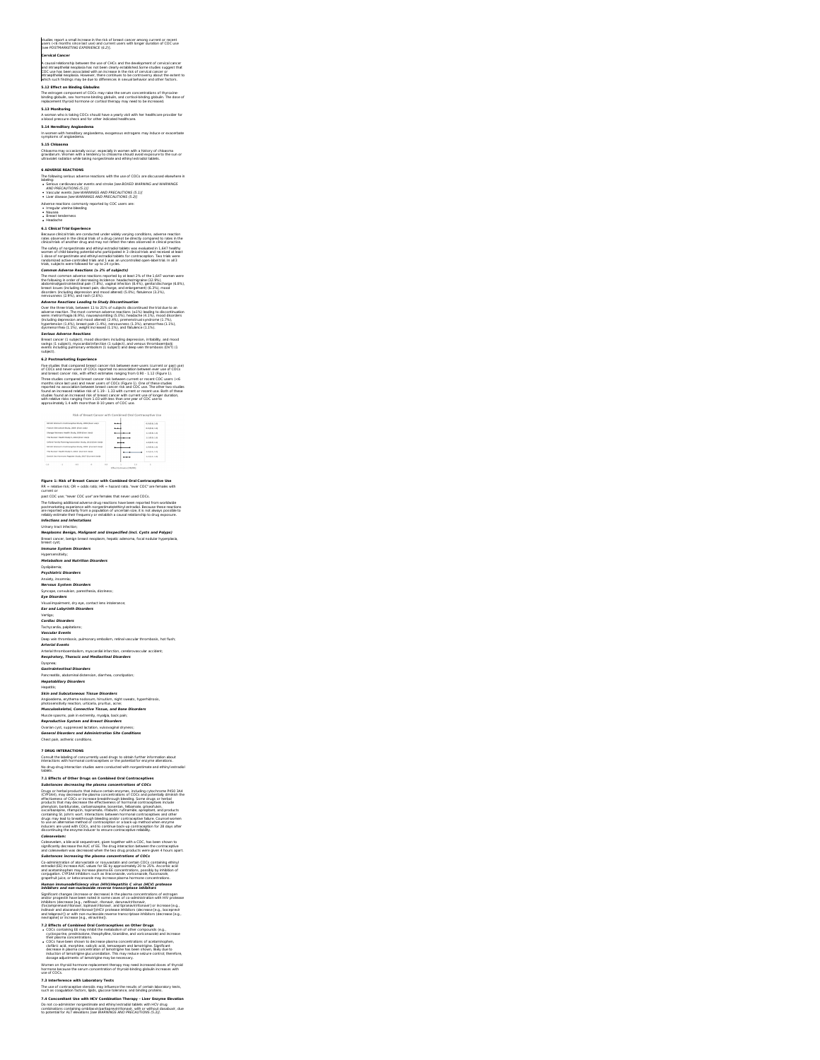studies report a small increase in the risk of breast cancer among current or recent users (<6 months since last use) and current users with longer duration of COC use [see POSTMARKETING EXPERIENCE (6.2)].

**Cervical Cancer**

A causal relationship between the use of CHCs and the development of cervical cancer and intraepithelial neoplasia has not been clearly established.Some studies suggest that COC use has been associated with an increase in the risk of cervical cancer or intraepithelial neoplasia. However, there continues to be controversy about the extent to which such findings may be due to differences in sexual behavior and other factors.

### 5.12 Effect on Binding Globulins

The estrogen component of COCs may raise the serum concentrations of thyroxine-binding globulin, sex hormone-binding globulin, and cortisol-binding globulin. The dose of replacement thyroid hormone or cortisol therapy may need to be increased.

### 5.13 Monitoring

A woman who is taking COCs should have a yearly visit with her healthcare provider for a blood pressure check and for other indicated healthcare.

### 5.14 Hereditary Angioedema

In women with hereditary angioedema, exogenous estrogens may induce or exacerbate symptoms of angioedema.

### 5.15 Chloasma

Chloasma may occasionally occur, especially in women with a history of chloasma gravidarum. Women with a tendency to chloasma should avoid exposure to the sun or ultraviolet radiation while taking norgestimate and ethinyl estradiol tablets.

## 6 ADVERSE REACTIONS

The following serious adverse reactions with the use of COCs are discussed elsewhere in labeling:

- Serious cardiovascular events and stroke [see BOXED WARNING and WARNINGS AND PRECAUTIONS (5.1)]
- Vascular events [see WARNINGS AND PRECAUTIONS (5.1)]
- Liver disease [see WARNINGS AND PRECAUTIONS (5.2)]

Adverse reactions commonly reported by COC users are:

- Irregular uterine bleeding
- Nausea
- Breast tenderness
- Headache

### 6.1 Clinical Trial Experience

Because clinical trials are conducted under widely varying conditions, adverse reaction rates observed in the clinical trials of a drug cannot be directly compared to rates in the clinical trials of another drug and may not reflect the rates observed in clinical practice.

The safety of norgestimate and ethinyl estradiol tablets was evaluated in 1,647 healthy women of child-bearing potential who participated in 3 clinical trials and received at least 1 dose of norgestimate and ethinyl estradiol tablets for contraception. Two trials were randomized active-controlled trials and 1 was an uncontrolled open-label trial. In all 3 trials, subjects were followed for up to 24 cycles.

***Common Adverse Reactions (≥ 2% of subjects)***

The most common adverse reactions reported by at least 2% of the 1,647 women were the following in order of decreasing incidence: headache/migraine (32.9%), abdominal/gastrointestinal pain (7.8%), vaginal infection (8.4%), genital discharge (6.8%), breast issues (including breast pain, discharge, and enlargement) (6.3%), mood disorders (including depression and mood altered) (5.0%), flatulence (3.2%), nervousness (2.9%), and rash (2.6%).

***Adverse Reactions Leading to Study Discontinuation***

Over the three trials, between 11 to 21% of subjects discontinued the trial due to an adverse reaction. The most common adverse reactions (≥1%) leading to discontinuation were: metrorrhagia (6.9%), nausea/vomiting (5.0%), headache (4.1%), mood disorders (including depression and mood altered) (2.4%), premenstrual syndrome (1.7%), hypertension (1.4%), breast pain (1.4%), nervousness (1.3%), amenorrhea (1.1%), dysmenorrhea (1.1%), weight increased (1.1%), and flatulence (1.1%).

***Serious Adverse Reactions***

Breast cancer (1 subject), mood disorders including depression, irritability, and mood swings (1 subject), myocardial infarction (1 subject), and venous thromboembolic events including pulmonary embolism (1 subject) and deep vein thrombosis (DVT) (1 subject).

### 6.2 Postmarketing Experience

Five studies that compared breast cancer risk between ever-users (current or past use) of COCs and never-users of COCs reported no association between ever use of COCs and breast cancer risk, with effect estimates ranging from 0.90 - 1.12 (Figure 1).

Three studies compared breast cancer risk between current or recent COC users (<6 months since last use) and never users of COCs (Figure 1). One of these studies reported no association between breast cancer risk and COC use. The other two studies found an increased relative risk of 1.19 - 1.33 with current or recent use. Both of these studies found an increased risk of breast cancer with current use of longer duration, with relative risks ranging from 1.03 with less than one year of COC use to approximately 1.4 with more than 8-10 years of COC use.

**Figure 1: Risk of Breast Cancer with Combined Oral Contraceptive Use**

RR = relative risk; OR = odds ratio; HR = hazard ratio. "ever COC" are females with current or past COC use; "never COC use" are females that never used COCs.

The following additional adverse drug reactions have been reported from worldwide postmarketing experience with norgestimate/ethinyl estradiol. Because these reactions are reported voluntarily from a population of uncertain size, it is not always possible to reliably estimate their frequency or establish a causal relationship to drug exposure.

***Infections and Infestations***

Urinary tract infection;

***Neoplasms Benign, Malignant and Unspecified (Incl. Cysts and Polyps)***

Breast cancer; benign breast neoplasm, hepatic adenoma, focal nodular hyperplasia, breast cyst;

***Immune System Disorders***

Hypersensitivity;

***Metabolism and Nutrition Disorders***

Dyslipidemia;

***Psychiatric Disorders***

Anxiety, insomnia;

***Nervous System Disorders***

Syncope, convulsion, paresthesia, dizziness;

***Eye Disorders***

Visual impairment, dry eye, contact lens intolerance;

***Ear and Labyrinth Disorders***

Vertigo;

***Cardiac Disorders***

Tachycardia, palpitations;

***Vascular Events***

Deep vein thrombosis, pulmonary embolism, retinal vascular thrombosis, hot flush;

***Arterial Events***

Arterial thromboembolism, myocardial infarction, cerebrovascular accident;

***Respiratory, Thoracic and Mediastinal Disorders***

Dyspnea;

***Gastrointestinal Disorders***

Pancreatitis, abdominal distension, diarrhea, constipation;

***Hepatobiliary Disorders***

Hepatitis;

***Skin and Subcutaneous Tissue Disorders***

Angioedema, erythema nodosum, hirsutism, night sweats, hyperhidrosis, photosensitivity reaction, urticaria, pruritus, acne;

***Musculoskeletal, Connective Tissue, and Bone Disorders***

Muscle spasms, pain in extremity, myalgia, back pain;

***Reproductive System and Breast Disorders***

Ovarian cyst, suppressed lactation, vulvovaginal dryness;

***General Disorders and Administration Site Conditions***

Chest pain, asthenic conditions.

## 7 DRUG INTERACTIONS

Consult the labeling of concurrently used drugs to obtain further information about interactions with hormonal contraceptives or the potential for enzyme alterations.

No drug-drug interaction studies were conducted with norgestimate and ethinyl estradiol tablets.

### 7.1 Effects of Other Drugs on Combined Oral Contraceptives

***Substances decreasing the plasma concentrations of COCs***

Drugs or herbal products that induce certain enzymes, including cytochrome P450 3A4 (CYP3A4), may decrease the plasma concentrations of COCs and potentially diminish the effectiveness of COCs or increase breakthrough bleeding. Some drugs or herbal products that may decrease the effectiveness of hormonal contraceptives include phenytoin, barbiturates, carbamazepine, bosentan, felbamate, griseofulvin, oxcarbazepine, rifampicin, topiramate, rifabutin, rufinamide, aprepitant, and products containing St. John's wort. Interactions between hormonal contraceptives and other drugs may lead to breakthrough bleeding and/or contraceptive failure. Counsel women to use an alternative method of contraception or a back-up method when enzyme inducers are used with COCs, and to continue back-up contraception for 28 days after discontinuing the enzyme inducer to ensure contraceptive reliability.

***Colesevelam:***

Colesevelam, a bile acid sequestrant, given together with a COC, has been shown to significantly decrease the AUC of EE. The drug interaction between the contraceptive and colesevelam was decreased when the two drug products were given 4 hours apart.

***Substances increasing the plasma concentrations of COCs***

Co-administration of atorvastatin or rosuvastatin and certain COCs containing ethinyl estradiol (EE) increase AUC values for EE by approximately 20 to 25%. Ascorbic acid and acetaminophen may increase plasma EE concentrations, possibly by inhibition of conjugation. CYP3A4 inhibitors such as itraconazole, voriconazole, fluconazole, grapefruit juice, or ketoconazole may increase plasma hormone concentrations.

***Human immunodeficiency virus (HIV)/Hepatitis C virus (HCV) protease inhibitors and non-nucleoside reverse transcriptase inhibitors***

Significant changes (increase or decrease) in the plasma concentrations of estrogen and/or progestin have been noted in some cases of co-administration with HIV protease inhibitors (decrease [e.g., nelfinavir, ritonavir, darunavir/ritonavir, (fos)amprenavir/ritonavir, lopinavir/ritonavir, and tipranavir/ritonavir] or increase [e.g., indinavir and atazanavir/ritonavir])/HCV protease inhibitors (decrease [e.g., boceprevir and telaprevir]) or with non-nucleoside reverse transcriptase inhibitors (decrease [e.g., nevirapine] or increase [e.g., etravirine]).

### 7.2 Effects of Combined Oral Contraceptives on Other Drugs

- COCs containing EE may inhibit the metabolism of other compounds (e.g., cyclosporine, prednisolone, theophylline, tizanidine, and voriconazole) and increase their plasma concentrations.
- COCs have been shown to decrease plasma concentrations of acetaminophen, clofibric acid, morphine, salicylic acid, temazepam and lamotrigine. Significant decrease in plasma concentration of lamotrigine has been shown, likely due to induction of lamotrigine glucuronidation. This may reduce seizure control; therefore, dosage adjustments of lamotrigine may be necessary.

Women on thyroid hormone replacement therapy may need increased doses of thyroid hormone because the serum concentration of thyroid-binding globulin increases with use of COCs.

### 7.3 Interference with Laboratory Tests

The use of contraceptive steroids may influence the results of certain laboratory tests, such as coagulation factors, lipids, glucose tolerance, and binding proteins.

### 7.4 Concomitant Use with HCV Combination Therapy – Liver Enzyme Elevation

Do not co-administer norgestimate and ethinyl estradiol tablets with HCV drug combinations containing ombitasvir/paritaprevir/ritonavir, with or without dasabuvir, due to potential for ALT elevations [see WARNINGS AND PRECAUTIONS (5.3)].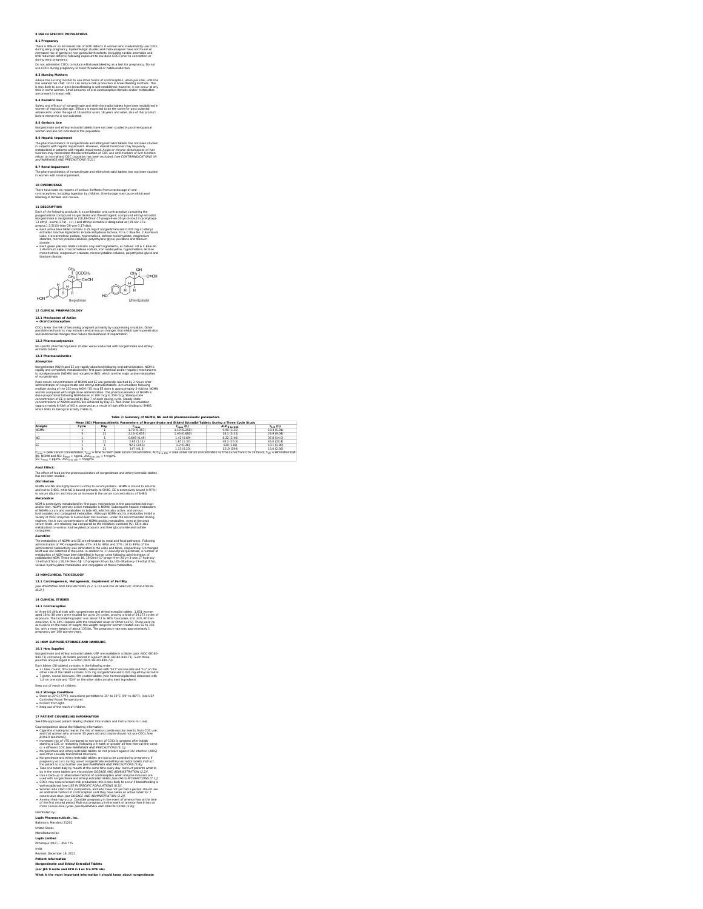## 8 USE IN SPECIFIC POPULATIONS

### 8.1 Pregnancy

There is little or no increased risk of birth defects in women who inadvertently use COCs during early pregnancy. Epidemiologic studies and meta-analyses have not found an increased risk of genital or non-genital birth defects (including cardiac anomalies and limb reduction defects) following exposure to low dose COCs prior to conception or during early pregnancy.

Do not administer COCs to induce withdrawal bleeding as a test for pregnancy. Do not use COCs during pregnancy to treat threatened or habitual abortion.

### 8.3 Nursing Mothers

Advise the nursing mother to use other forms of contraception, when possible, until she has weaned her child. COCs can reduce milk production in breastfeeding mothers. This is less likely to occur once breastfeeding is well-established; however, it can occur at any time in some women. Small amounts of oral contraceptive steroids and/or metabolites are present in breast milk.

### 8.4 Pediatric Use

Safety and efficacy of norgestimate and ethinyl estradiol tablets have been established in women of reproductive age. Efficacy is expected to be the same for post pubertal adolescents under the age of 18 and for users 18 years and older. Use of this product before menarche is not indicated.

### 8.5 Geriatric Use

Norgestimate and ethinyl estradiol tablets have not been studied in postmenopausal women and are not indicated in this population.

### 8.6 Hepatic Impairment

The pharmacokinetics of norgestimate and ethinyl estradiol tablets has not been studied in subjects with hepatic impairment. However, steroid hormones may be poorly metabolized in patients with hepatic impairment. Acute or chronic disturbances of liver function may necessitate the discontinuation of COC use until markers of liver function return to normal and COC causation has been excluded. *[see CONTRAINDICATIONS (4) and WARNINGS AND PRECAUTIONS (5.2).]*

### 8.7 Renal Impairment

The pharmacokinetics of norgestimate and ethinyl estradiol tablets has not been studied in women with renal impairment.

## 10 OVERDOSAGE

There have been no reports of serious ill effects from overdosage of oral contraceptives, including ingestion by children. Overdosage may cause withdrawal bleeding in females and nausea.

## 11 DESCRIPTION

Each of the following products is a combination oral contraceptive containing the progestational compound norgestimate and the estrogenic compound ethinyl estradiol. Norgestimate is designated as (18,19-Dinor-17-pregn-4-en-20-yn-3-one,17-(acetyloxy)-13-ethyl-, oxime,(17α)- (+)-) and ethinyl estradiol is designated as (19-nor-17α-pregna,1,3,5(10)-trien-20-yne-3,17-diol).

- Each active blue tablet contains 0.25 mg of norgestimate and 0.035 mg of ethinyl estradiol. Inactive ingredients include anhydrous lactose, FD & C Blue No. 2 Aluminum Lake, croscarmellose sodium, hypromellose, lactose monohydrate, magnesium stearate, microcrystalline cellulose, polyethylene glycol, povidone and titanium dioxide.
- Each green placebo tablet contains only inert ingredients, as follows: FD & C Blue No. 2 Aluminum Lake, croscarmellose sodium, iron oxide yellow, hypromellose, lactose monohydrate, magnesium stearate, microcrystalline cellulose, polyethylene glycol and titanium dioxide.

Norgestimate     Ethinyl Estradiol

## 12 CLINICAL PHARMACOLOGY

### 12.1 Mechanism of Action

- ***Oral Contraception***

COCs lower the risk of becoming pregnant primarily by suppressing ovulation. Other possible mechanisms may include cervical mucus changes that inhibit sperm penetration and endometrial changes that reduce the likelihood of implantation.

### 12.2 Pharmacodynamics

No specific pharmacodynamic studies were conducted with norgestimate and ethinyl estradiol tablets.

### 12.3 Pharmacokinetics

***Absorption***

Norgestimate (NGM) and EE are rapidly absorbed following oral administration. NGM is rapidly and completely metabolized by first pass (intestinal and/or hepatic) mechanisms to norelgestromin (NGMN) and norgestrel (NG), which are the major active metabolites of norgestimate.

Peak serum concentrations of NGMN and EE are generally reached by 2 hours after administration of norgestimate and ethinyl estradiol tablets. Accumulation following multiple dosing of the 250 mcg NGM / 35 mcg EE dose is approximately 2-fold for NGMN and EE compared with single dose administration. The pharmacokinetics of NGMN is dose-proportional following NGM doses of 180 mcg to 250 mcg. Steady-state concentration of EE is achieved by Day 7 of each dosing cycle. Steady-state concentrations of NGMN and NG are achieved by Day 21. Non-linear accumulation (approximately 8 fold) of NG is observed as a result of high-affinity binding to SHBG, which limits its biological activity (Table 3).

**Table 3: Summary of NGMN, NG and EE pharmacokinetic parameters.**

| Mean (SD) Pharmacokinetic Parameters of Norgestimate and Ethinyl Estradiol Tablets During a Three Cycle Study | | | | | | |
|---|---|---|---|---|---|---|
| Analyte | Cycle | Day | $C_{max}$ | $t_{max}$ (h) | $AUC_{0\ to\ 24h}$ | $t_{1/2}$ (h) |
| NGMN | 1 | 1 | 1.78 (0.397) | 1.19 (0.250) | 9.90 (3.25) | 18.4 (5.91) |
| | 3 | 21 | 2.19 (0.655) | 1.43 (0.680) | 18.1 (5.53) | 24.9 (9.04) |
| NG | 1 | 1 | 0.649 (0.49) | 1.42 (0.69) | 6.22 (2.46) | 37.8 (14.0) |
| | 3 | 21 | 2.65 (1.11) | 1.67 (1.32) | 48.2 (20.5) | 45.0 (20.4) |
| EE | 1 | 1 | 92.2 (24.5) | 1.2 (0.26) | 629 (138) | 10.1 (1.90) |
| | 3 | 21 | 147 (41.5) | 1.13 (0.23) | 1210 (294) | 15.0 (2.36) |

$C_{max}$ = peak serum concentration, $t_{max}$ = time to reach peak serum concentration, $AUC_{0\ to\ 24h}$ = area under serum concentration vs time curve from 0 to 24 hours, $t_{1/2}$ = elimination half-life. NGMN and NG: $C_{max}$ = ng/mL, $AUC_{0\ to\ 24h}$ = h•ng/mL.
EE: $C_{max}$ = pg/mL, $AUC_{0\ to\ 24h}$ = h•pg/mL

***Food Effect:***

The effect of food on the pharmacokinetics of norgestimate and ethinyl estradiol tablets has not been studied.

***Distribution***

NGMN and NG are highly bound (>97%) to serum proteins. NGMN is bound to albumin and not to SHBG, while NG is bound primarily to SHBG. EE is extensively bound (>97%) to serum albumin and induces an increase in the serum concentrations of SHBG.

***Metabolism***

NGM is extensively metabolized by first-pass mechanisms in the gastrointestinal tract and/or liver. NGM's primary active metabolite is NGMN. Subsequent hepatic metabolism of NGMN occurs and metabolites include NG, which is also active, and various hydroxylated and conjugated metabolites. Although NGMN and its metabolites inhibit a variety of P450 enzymes in human liver microsomes, under the recommended dosing regimen, the *in vivo* concentrations of NGMN and its metabolites, even at the peak serum levels, are relatively low compared to the inhibitory constant ($K_i$). EE is also metabolized to various hydroxylated products and their glucuronide and sulfate conjugates.

***Excretion***

The metabolites of NGMN and EE are eliminated by renal and fecal pathways. Following administration of $^{14}$C-norgestimate, 47% (45 to 49%) and 37% (16 to 49%) of the administered radioactivity was eliminated in the urine and feces, respectively. Unchanged NGM was not detected in the urine. In addition to 17-deacetyl norgestimate, a number of metabolites of NGM have been identified in human urine following administration of radiolabeled NGM. These include 18, 19-Dinor-17-pregn-4-en-20-yn-3-one,17-hydroxy-13-ethyl,(17α)-(-);18,19-Dinor-5β-17-pregnan-20-yn,3α,17β-dihydroxy-13-ethyl,(17α), various hydroxylated metabolites and conjugates of these metabolites.

## 13 NONCLINICAL TOXICOLOGY

### 13.1 Carcinogenesis, Mutagenesis, Impairment of Fertility

*[see WARNINGS AND PRECAUTIONS (5.2, 5.11) and USE IN SPECIFIC POPULATIONS (8.1).]*

## 14 CLINICAL STUDIES

### 14.1 Contraception

In three US clinical trials with norgestimate and ethinyl estradiol tablets, 1,651 women aged 18 to 38 years were studied for up to 24 cycles, providing a total of 24,272 cycles of exposure. The racial demographic was about 73 to 86% Caucasian, 8 to 13% African-American, 6 to 14% Hispanic with the remainder Asian or Other (<1%). There were no exclusions on the basis of weight; the weight range for women treated was 82 to 303 lbs, with a mean weight of about 135 lbs. The pregnancy rate was approximately 1 pregnancy per 100 women-years.

## 16 HOW SUPPLIED/STORAGE AND HANDLING

### 16.1 How Supplied

Norgestimate and ethinyl estradiol tablets USP are available in a blister pack (NDC 68180-840-71) containing 28 tablets packed in a pouch (NDC 68180-840-71). Such three pouches are packaged in a carton (NDC 68180-840-73).

Each blister (28 tablets) contains in the following order:

- 21 blue, round, film coated tablets, debossed with "E27" on one side and "LU" on the other side of the tablet contains 0.25 mg norgestimate and 0.035 mg ethinyl estradiol
- 7 green, round, biconvex, film coated tablets (non-hormonal placebo) debossed with "LU" on one side and "E24" on the other side contains inert ingredients

Keep out of reach of children.

### 16.2 Storage Conditions

- Store at 25°C (77°F); excursions permitted to 15° to 30°C (59° to 86°F). [see USP Controlled Room Temperature].
- Protect from light.
- Keep out of the reach of children.

## 17 PATIENT COUNSELING INFORMATION

See FDA-approved patient labeling (Patient Information and Instructions for Use).

Counsel patients about the following information:

- Cigarette smoking increases the risk of serious cardiovascular events from COC use, and that women who are over 35 years old and smoke should not use COCs *[see BOXED WARNING]*.
- Increased risk of VTE compared to non-users of COCs is greatest after initially starting a COC or restarting (following a 4-week or greater pill-free interval) the same or a different COC *[see WARNINGS AND PRECAUTIONS (5.1)]*.
- Norgestimate and ethinyl estradiol tablets do not protect against HIV infection (AIDS) and other sexually transmitted infections.
- Norgestimate and ethinyl estradiol tablets are not to be used during pregnancy; if pregnancy occurs during use of norgestimate and ethinyl estradiol tablets instruct the patient to stop further use *[see WARNINGS AND PRECAUTIONS (5.9)]*.
- Take one tablet daily by mouth at the same time every day. Instruct patients what to do in the event tablets are missed *[see DOSAGE AND ADMINISTRATION (2.2)]*.
- Use a back-up or alternative method of contraception when enzyme inducers are used with norgestimate and ethinyl estradiol tablets *[see DRUG INTERACTIONS (7.1)]*.
- COCs may reduce breast milk production; this is less likely to occur if breastfeeding is well-established *[see USE IN SPECIFIC POPULATIONS (8.3)]*.
- Women who start COCs postpartum, and who have not yet had a period, should use an additional method of contraception until they have taken an active tablet for 7 consecutive days *[see DOSAGE AND ADMINISTRATION (2.2)]*.
- Amenorrhea may occur. Consider pregnancy in the event of amenorrhea at the time of the first missed period. Rule out pregnancy in the event of amenorrhea in two or more consecutive cycles *[see WARNINGS AND PRECAUTIONS (5.8)]*.

Distributed by:

**Lupin Pharmaceuticals, Inc.**

Baltimore, Maryland 21202

United States

Manufactured by:

**Lupin Limited**

Pithampur (M.P.) – 454 775

India

Revised: December 18, 2021

**Patient Information**

**Norgestimate and Ethinyl Estradiol Tablets**

**(nor JES ti mate and ETH in il es tra DYE ole)**

**What is the most important information I should know about norgestimate**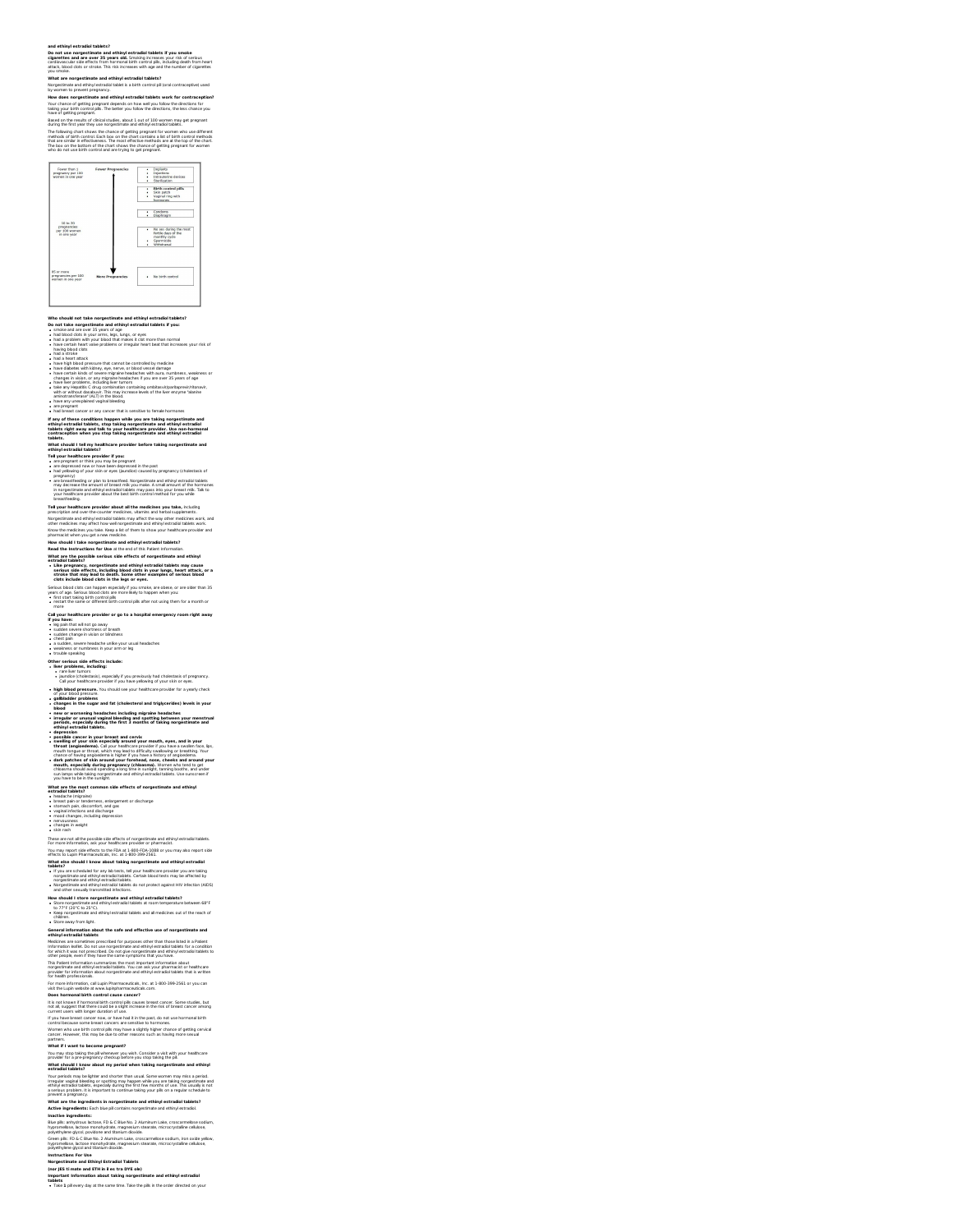and ethinyl estradiol tablets?

**Do not use norgestimate and ethinyl estradiol tablets if you smoke cigarettes and are over 35 years old.** Smoking increases your risk of serious cardiovascular side effects from hormonal birth control pills, including death from heart attack, blood clots or stroke. This risk increases with age and the number of cigarettes you smoke.

**What are norgestimate and ethinyl estradiol tablets?**

Norgestimate and ethinyl estradiol tablet is a birth control pill (oral contraceptive) used by women to prevent pregnancy.

**How does norgestimate and ethinyl estradiol tablets work for contraception?**

Your chance of getting pregnant depends on how well you follow the directions for taking your birth control pills. The better you follow the directions, the less chance you have of getting pregnant.

Based on the results of clinical studies, about 1 out of 100 women may get pregnant during the first year they use norgestimate and ethinyl estradiol tablets.

The following chart shows the chance of getting pregnant for women who use different methods of birth control. Each box on the chart contains a list of birth control methods that are similar in effectiveness. The most effective methods are at the top of the chart. The box on the bottom of the chart shows the chance of getting pregnant for women who do not use birth control and are trying to get pregnant.

| | | |
|---|---|---|
| Fewer than 1 pregnancy per 100 women in one year | Fewer Pregnancies | • Implants<br>• Injections<br>• Intrauterine devices<br>• Sterilization |
| | | • **Birth control pills**<br>• Skin patch<br>• Vaginal ring with hormones |
| | | • Condoms<br>• Diaphragm |
| 10 to 30 pregnancies per 100 women in one year | | • No sex during the most fertile days of the monthly cycle<br>• Spermicide<br>• Withdrawal |
| 85 or more pregnancies per 100 women in one year | More Pregnancies | • No birth control |

**Who should not take norgestimate and ethinyl estradiol tablets?**

**Do not take norgestimate and ethinyl estradiol tablets if you:**

- smoke and are over 35 years of age
- had blood clots in your arms, legs, lungs, or eyes
- had a problem with your blood that makes it clot more than normal
- have certain heart valve problems or irregular heart beat that increases your risk of having blood clots
- had a stroke
- had a heart attack
- have high blood pressure that cannot be controlled by medicine
- have diabetes with kidney, eye, nerve, or blood vessel damage
- have certain kinds of severe migraine headaches with aura, numbness, weakness or changes in vision, or any migraine headaches if you are over 35 years of age
- have liver problems, including liver tumors
- take any Hepatitis C drug combination containing ombitasvir/paritaprevir/ritonavir, with or without dasabuvir. This may increase levels of the liver enzyme "alanine aminotransferase" (ALT) in the blood.
- have any unexplained vaginal bleeding
- are pregnant
- had breast cancer or any cancer that is sensitive to female hormones

**If any of these conditions happen while you are taking norgestimate and ethinyl estradiol tablets, stop taking norgestimate and ethinyl estradiol tablets right away and talk to your healthcare provider. Use non-hormonal contraception when you stop taking norgestimate and ethinyl estradiol tablets.**

**What should I tell my healthcare provider before taking norgestimate and ethinyl estradiol tablets?**

**Tell your healthcare provider if you:**

- are pregnant or think you may be pregnant
- are depressed now or have been depressed in the past
- had yellowing of your skin or eyes (jaundice) caused by pregnancy (cholestasis of pregnancy)
- are breastfeeding or plan to breastfeed. Norgestimate and ethinyl estradiol tablets may decrease the amount of breast milk you make. A small amount of the hormones in norgestimate and ethinyl estradiol tablets may pass into your breast milk. Talk to your healthcare provider about the best birth control method for you while breastfeeding.

**Tell your healthcare provider about all the medicines you take,** including prescription and over-the-counter medicines, vitamins and herbal supplements.

Norgestimate and ethinyl estradiol tablets may affect the way other medicines work, and other medicines may affect how well norgestimate and ethinyl estradiol tablets work.

Know the medicines you take. Keep a list of them to show your healthcare provider and pharmacist when you get a new medicine.

**How should I take norgestimate and ethinyl estradiol tablets?**

**Read the Instructions for Use** at the end of this Patient Information.

**What are the possible serious side effects of norgestimate and ethinyl estradiol tablets?**

- **Like pregnancy, norgestimate and ethinyl estradiol tablets may cause serious side effects, including blood clots in your lungs, heart attack, or a stroke that may lead to death. Some other examples of serious blood clots include blood clots in the legs or eyes.**

Serious blood clots can happen especially if you smoke, are obese, or are older than 35 years of age. Serious blood clots are more likely to happen when you:

- first start taking birth control pills
- restart the same or different birth control pills after not using them for a month or more

**Call your healthcare provider or go to a hospital emergency room right away if you have:**

- leg pain that will not go away
- sudden severe shortness of breath
- sudden change in vision or blindness
- chest pain
- a sudden, severe headache unlike your usual headaches
- weakness or numbness in your arm or leg
- trouble speaking

**Other serious side effects include:**

- **liver problems, including:**
  - rare liver tumors
  - jaundice (cholestasis), especially if you previously had cholestasis of pregnancy. Call your healthcare provider if you have yellowing of your skin or eyes.
- **high blood pressure.** You should see your healthcare provider for a yearly check of your blood pressure.
- **gallbladder problems**
- **changes in the sugar and fat (cholesterol and triglycerides) levels in your blood**
- **new or worsening headaches including migraine headaches**
- **irregular or unusual vaginal bleeding and spotting between your menstrual periods, especially during the first 3 months of taking norgestimate and ethinyl estradiol tablets.**
- **depression**
- **possible cancer in your breast and cervix**
- **swelling of your skin especially around your mouth, eyes, and in your throat (angioedema).** Call your healthcare provider if you have a swollen face, lips, mouth tongue or throat, which may lead to difficulty swallowing or breathing. Your chance of having angioedema is higher if you have a history of angioedema.
- **dark patches of skin around your forehead, nose, cheeks and around your mouth, especially during pregnancy (chloasma).** Women who tend to get chloasma should avoid spending a long time in sunlight, tanning booths, and under sun lamps while taking norgestimate and ethinyl estradiol tablets. Use sunscreen if you have to be in the sunlight.

**What are the most common side effects of norgestimate and ethinyl estradiol tablets?**

- headache (migraine)
- breast pain or tenderness, enlargement or discharge
- stomach pain, discomfort, and gas
- vaginal infections and discharge
- mood changes, including depression
- nervousness
- changes in weight
- skin rash

These are not all the possible side effects of norgestimate and ethinyl estradiol tablets. For more information, ask your healthcare provider or pharmacist.

You may report side effects to the FDA at 1-800-FDA-1088 or you may also report side effects to Lupin Pharmaceuticals, Inc. at 1-800-399-2561.

**What else should I know about taking norgestimate and ethinyl estradiol tablets?**

- If you are scheduled for any lab tests, tell your healthcare provider you are taking norgestimate and ethinyl estradiol tablets. Certain blood tests may be affected by norgestimate and ethinyl estradiol tablets.
- Norgestimate and ethinyl estradiol tablets do not protect against HIV infection (AIDS) and other sexually transmitted infections.

**How should I store norgestimate and ethinyl estradiol tablets?**

- Store norgestimate and ethinyl estradiol tablets at room temperature between 68°F to 77°F (20°C to 25°C).
- Keep norgestimate and ethinyl estradiol tablets and all medicines out of the reach of children.
- Store away from light.

**General information about the safe and effective use of norgestimate and ethinyl estradiol tablets**

Medicines are sometimes prescribed for purposes other than those listed in a Patient Information leaflet. Do not use norgestimate and ethinyl estradiol tablets for a condition for which it was not prescribed. Do not give norgestimate and ethinyl estradiol tablets to other people, even if they have the same symptoms that you have.

This Patient Information summarizes the most important information about norgestimate and ethinyl estradiol tablets. You can ask your pharmacist or healthcare provider for information about norgestimate and ethinyl estradiol tablets that is written for health professionals.

For more information, call Lupin Pharmaceuticals, Inc. at 1-800-399-2561 or you can visit the Lupin website at www.lupinpharmaceuticals.com

**Does hormonal birth control cause cancer?**

It is not known if hormonal birth control pills causes breast cancer. Some studies, but not all, suggest that there could be a slight increase in the risk of breast cancer among current users with longer duration of use.

If you have breast cancer now, or have had it in the past, do not use hormonal birth control because some breast cancers are sensitive to hormones.

Women who use birth control pills may have a slightly higher chance of getting cervical cancer. However, this may be due to other reasons such as having more sexual partners.

**What if I want to become pregnant?**

You may stop taking the pill whenever you wish. Consider a visit with your healthcare provider for a pre-pregnancy checkup before you stop taking the pill.

**What should I know about my period when taking norgestimate and ethinyl estradiol tablets?**

Your periods may be lighter and shorter than usual. Some women may miss a period. Irregular vaginal bleeding or spotting may happen while you are taking norgestimate and ethinyl estradiol tablets, especially during the first few months of use. This usually is not a serious problem. It is important to continue taking your pills on a regular schedule to prevent a pregnancy.

**What are the ingredients in norgestimate and ethinyl estradiol tablets?**

**Active ingredients:** Each blue pill contains norgestimate and ethinyl estradiol.

**Inactive ingredients:**

Blue pills: anhydrous lactose, FD & C Blue No. 2 Aluminum Lake, croscarmellose sodium, hypromellose, lactose monohydrate, magnesium stearate, microcrystalline cellulose, polyethylene glycol, povidone and titanium dioxide.

Green pills: FD & C Blue No. 2 Aluminum Lake, croscarmellose sodium, iron oxide yellow, hypromellose, lactose monohydrate, magnesium stearate, microcrystalline cellulose, polyethylene glycol and titanium dioxide.

**Instructions For Use**

**Norgestimate and Ethinyl Estradiol Tablets**

**(nor JES ti mate and ETH in il es tra DYE ole)**

**Important information about taking norgestimate and ethinyl estradiol tablets**

- Take **1** pill every day at the same time. Take the pills in the order directed on your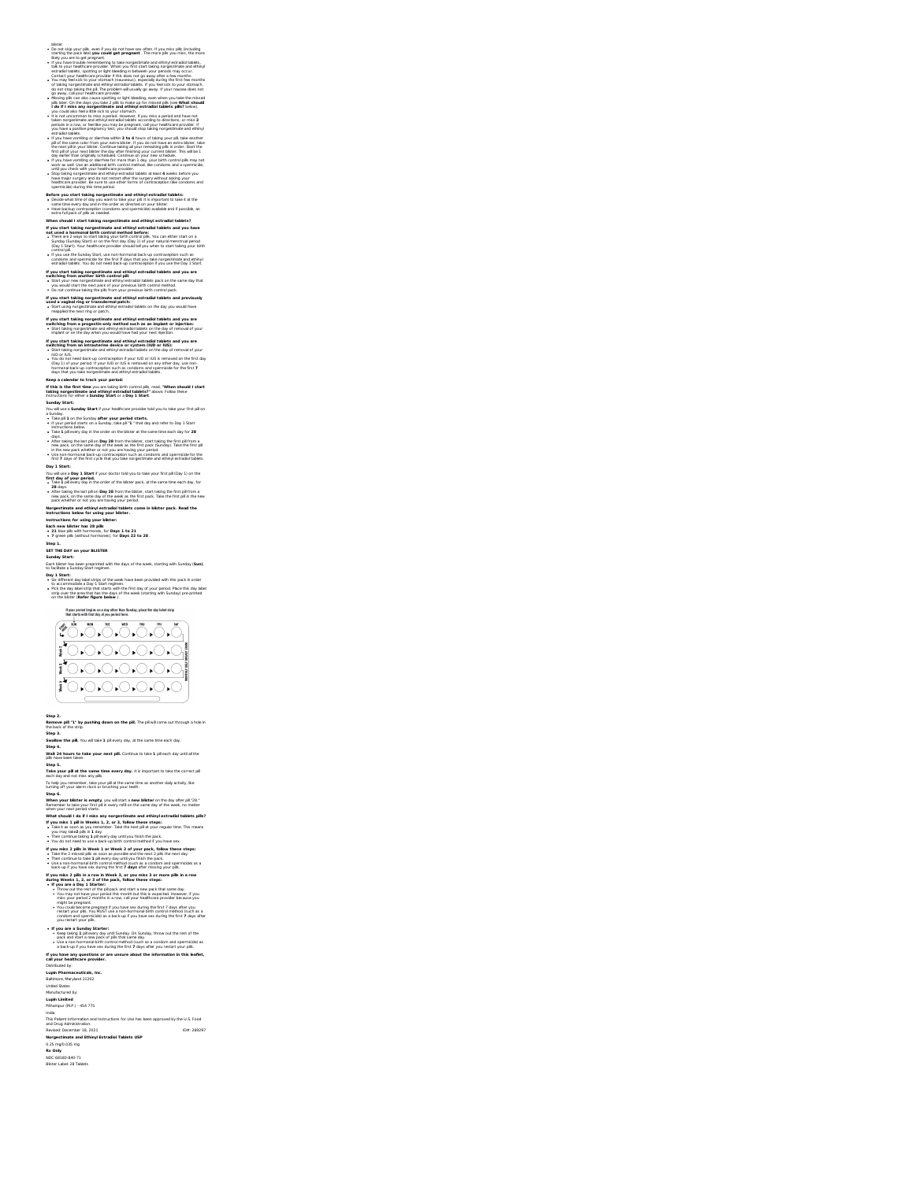blister.

- Do not skip your pills, even if you do not have sex often. If you miss pills (including starting the pack late) **you could get pregnant**. The more pills you miss, the more likely you are to get pregnant.
- If you have trouble remembering to take norgestimate and ethinyl estradiol tablets, talk to your healthcare provider. When you first start taking norgestimate and ethinyl estradiol tablets, spotting or light bleeding in between your periods may occur. Contact your healthcare provider if this does not go away after a few months.
- You may feel sick to your stomach (nauseous), especially during the first few months of taking norgestimate and ethinyl estradiol tablets. If you feel sick to your stomach, do not stop taking the pill. The problem will usually go away. If your nausea does not go away, call your healthcare provider.
- Missing pills can also cause spotting or light bleeding, even when you take the missed pills later. On the days you take 2 pills to make up for missed pills (see **What should I do if I miss any norgestimate and ethinyl estradiol tablets pills?** below), you could also feel a little sick to your stomach.
- It is not uncommon to miss a period. However, if you miss a period and have not been taking norgestimate and ethinyl estradiol tablets according to directions, or miss **2** periods in a row, or feel like you may be pregnant, call your healthcare provider. If you have a positive pregnancy test, you should stop taking norgestimate and ethinyl estradiol tablets.
- If you have vomiting or diarrhea within **3 to 4** hours of taking your pill, take another pill of the same color from your extra blister. If you do not have an extra blister, take the next pill in your blister. Continue taking all your remaining pills in order. Start the first pill of your next blister the day after finishing your current blister. This will be 1 day earlier than originally scheduled. Continue on your new schedule.
- If you have vomiting or diarrhea for more than 1 day, your birth control pills may not work as well. Use an additional birth control method, like condoms and a spermicide, until you check with your healthcare provider.
- Stop taking norgestimate and ethinyl estradiol tablets at least **4** weeks before you have major surgery and do not restart after the surgery without asking your healthcare provider. Be sure to use other forms of contraception (like condoms and spermicide) during this time period.

**Before you start taking norgestimate and ethinyl estradiol tablets:**

- Decide what time of day you want to take your pill. It is important to take it at the same time every day and in the order as directed on your blister.
- Have backup contraception (condoms and spermicide) available and if possible, an extra full pack of pills as needed.

**When should I start taking norgestimate and ethinyl estradiol tablets?**

**If you start taking norgestimate and ethinyl estradiol tablets and you have not used a hormonal birth control method before:**

- There are 2 ways to start taking your birth control pills. You can either start on a Sunday (Sunday Start) or on the first day (Day 1) of your natural menstrual period (Day 1 Start). Your healthcare provider should tell you when to start taking your birth control pill.
- If you use the Sunday Start, use non-hormonal back-up contraception such as condoms and spermicide for the first **7** days that you take norgestimate and ethinyl estradiol tablets. You do not need back-up contraception if you use the Day 1 Start.

**If you start taking norgestimate and ethinyl estradiol tablets and you are switching from another birth control pill:**

- Start your new norgestimate and ethinyl estradiol tablets pack on the same day that you would start the next pack of your previous birth control method.
- Do not continue taking the pills from your previous birth control pack.

**If you start taking norgestimate and ethinyl estradiol tablets and previously used a vaginal ring or transdermal patch:**

- Start using norgestimate and ethinyl estradiol tablets on the day you would have reapplied the next ring or patch.

**If you start taking norgestimate and ethinyl estradiol tablets and you are switching from a progestin-only method such as an implant or injection:**

- Start taking norgestimate and ethinyl estradiol tablets on the day of removal of your implant or on the day when you would have had your next injection.

**If you start taking norgestimate and ethinyl estradiol tablets and you are switching from an intrauterine device or system (IUD or IUS):**

- Start taking norgestimate and ethinyl estradiol tablets on the day of removal of your IUD or IUS.
- You do not need back-up contraception if your IUD or IUS is removed on the first day (Day 1) of your period. If your IUD or IUS is removed on any other day, use non-hormonal back-up contraception such as condoms and spermicide for the first **7** days that you take norgestimate and ethinyl estradiol tablets.

**Keep a calendar to track your period:**

**If this is the first time** you are taking birth control pills, read, "**When should I start taking norgestimate and ethinyl estradiol tablets?**" above. Follow these instructions for either a **Sunday Start** or a **Day 1 Start**.

**Sunday Start:**

You will use a **Sunday Start** if your healthcare provider told you to take your first pill on a Sunday.

- Take pill **1** on the Sunday **after your period starts.**
- If your period starts on a Sunday, take pill "**1**" that day and refer to Day 1 Start instructions below.
- Take **1** pill every day in the order on the blister at the same time each day for **28** days.
- After taking the last pill on **Day 28** from the blister, start taking the first pill from a new pack, on the same day of the week as the first pack (Sunday). Take the first pill in the new pack whether or not you are having your period.
- Use non-hormonal back-up contraception such as condoms and spermicide for the first **7** days of the first cycle that you take norgestimate and ethinyl estradiol tablets.

**Day 1 Start:**

You will use a **Day 1 Start** if your doctor told you to take your first pill (Day 1) on the **first day of your period.**

- Take **1** pill every day in the order of the blister pack, at the same time each day, for **28** days.
- After taking the last pill on **Day 28** from the blister, start taking the first pill from a new pack, on the same day of the week as the first pack. Take the first pill in the new pack whether or not you are having your period.

**Norgestimate and ethinyl estradiol tablets come in blister pack. Read the instructions below for using your blister.**

**Instructions for using your blister:**

**Each new blister has 28 pills**

- **21** blue pills with hormones, for **Days 1 to 21**
- **7** green pills (without hormones), for **Days 22 to 28**.

**Step 1.**

**SET THE DAY on your BLISTER**

**Sunday Start:**

Each blister has been preprinted with the days of the week, starting with Sunday (**Sun**), to facilitate a Sunday-Start regimen.

**Day 1 Start:**

- Six different day label strips of the week have been provided with this pack in order to accommodate a Day 1 Start regimen.
- Pick the day label strip that starts with the first day of your period. Place this day label strip over the area that has the days of the week (starting with Sunday) pre-printed on the blister (**Refer figure below**).

If your period begins on a day other than Sunday, place the day label strip that starts with first day of your period here.

SUN MON TUE WED THU FRI SAT

Week 1 Week 2 Week 3 Week 4

**Step 2.**

**Remove pill "1" by pushing down on the pill.** The pill will come out through a hole in the back of the strip.

**Step 3.**

**Swallow the pill.** You will take **1** pill every day, at the same time each day.

**Step 4.**

**Wait 24 hours to take your next pill.** Continue to take **1** pill each day until all the pills have been taken.

**Step 5.**

**Take your pill at the same time every day.** It is important to take the correct pill each day and not miss any pills.

To help you remember, take your pill at the same time as another daily activity, like turning off your alarm clock or brushing your teeth.

**Step 6.**

**When your blister is empty**, you will start a **new blister** on the day after pill "28." Remember to take your first pill in every refill on the same day of the week, no matter when your next period starts.

**What should I do if I miss any norgestimate and ethinyl estradiol tablets pills?**

**If you miss 1 pill in Weeks 1, 2, or 3, follow these steps:**

- Take it as soon as you remember. Take the next pill at your regular time. This means you may take **2** pills in **1** day.
- Then continue taking **1** pill every day until you finish the pack.
- You do not need to use a back-up birth control method if you have sex.

**If you miss 2 pills in Week 1 or Week 2 of your pack, follow these steps:**

- Take the 2 missed pills as soon as possible and the next 2 pills the next day.
- Then continue to take **1** pill every day until you finish the pack.
- Use a non-hormonal birth control method (such as a condom and spermicide) as a back-up if you have sex during the first **7 days** after missing your pills.

**If you miss 2 pills in a row in Week 3, or you miss 3 or more pills in a row during Weeks 1, 2, or 3 of the pack, follow these steps:**

- **If you are a Day 1 Starter:**
  - Throw out the rest of the pill pack and start a new pack that same day.
  - You may not have your period this month but this is expected. However, if you miss your period 2 months in a row, call your healthcare provider because you might be pregnant.
  - You could become pregnant if you have sex during the first 7 days after you restart your pills. You MUST use a non-hormonal birth control method (such as a condom and spermicide) as a back-up if you have sex during the first **7** days after you restart your pills.
- **If you are a Sunday Starter:**
  - Keep taking **1** pill every day until Sunday. On Sunday, throw out the rest of the pack and start a new pack of pills that same day.
  - Use a non-hormonal birth control method (such as a condom and spermicide) as a back-up if you have sex during the first **7** days after you restart your pills.

**If you have any questions or are unsure about the information in this leaflet, call your healthcare provider.**

Distributed by:

**Lupin Pharmaceuticals, Inc.**

Baltimore, Maryland 21202

United States

Manufactured by:

**Lupin Limited**

Pithampur (M.P.) – 454 775

India

This Patient Information and Instructions for Use has been approved by the U.S. Food and Drug Administration.

Revised: December 18, 2021 ID#: 269297

**Norgestimate and Ethinyl Estradiol Tablets USP**

0.25 mg/0.035 mg

**Rx Only**

NDC 68180-840-71

Blister Label: 28 Tablets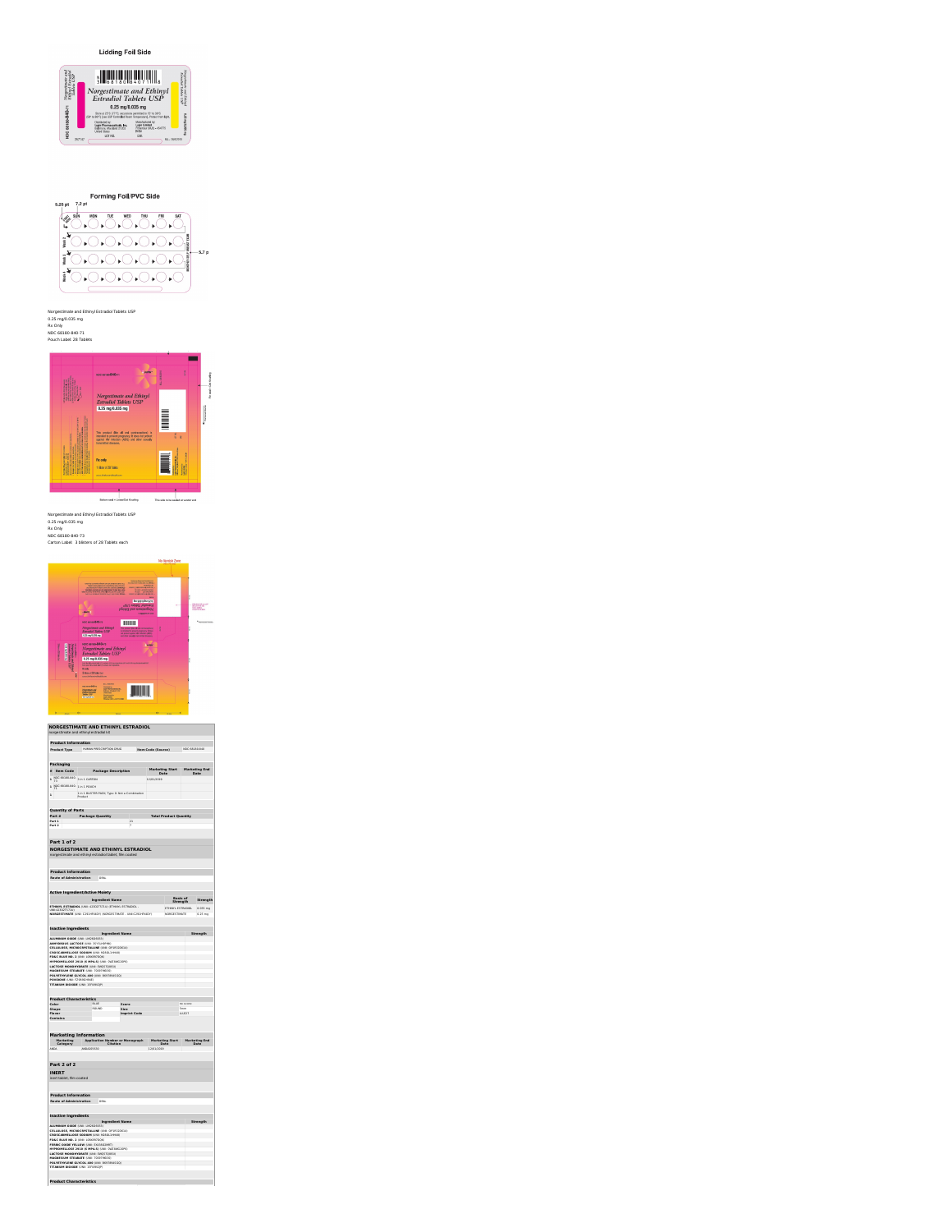Lidding Foil Side

Norgestimate and Ethinyl Estradiol Tablets USP

0.25 mg/0.035 mg

Forming Foil/PVC Side

Norgestimate and Ethinyl Estradiol Tablets USP
0.25 mg/0.035 mg
Rx Only
NDC 68180-840-71
Pouch Label: 28 Tablets

Norgestimate and Ethinyl Estradiol Tablets USP
0.25 mg/0.035 mg
Rx Only
NDC 68180-840-73
Carton Label: 3 blisters of 28 Tablets each

## NORGESTIMATE AND ETHINYL ESTRADIOL

norgestimate and ethinyl estradiol kit

| Product Information | | | |
|---|---|---|---|
| Product Type | HUMAN PRESCRIPTION DRUG | Item Code (Source) | NDC:68180-840 |

| Packaging | | | | |
|---|---|---|---|---|
| # | Item Code | Package Description | Marketing Start Date | Marketing End Date |
| 1 | NDC:68180-840-73 | 3 in 1 CARTON | 12/01/2020 | |
| 1 | NDC:68180-840-71 | 1 in 1 POUCH | | |
| 1 | | 1 in 1 BLISTER PACK; Type 0: Not a Combination Product | | |

| Quantity of Parts | | |
|---|---|---|
| Part # | Package Quantity | Total Product Quantity |
| Part 1 | 21 | |
| Part 2 | 7 | |

### Part 1 of 2

**NORGESTIMATE AND ETHINYL ESTRADIOL**

norgestimate and ethinyl estradiol tablet, film coated

| Product Information | |
|---|---|
| Route of Administration | ORAL |

| Active Ingredient/Active Moiety | | |
|---|---|---|
| Ingredient Name | Basis of Strength | Strength |
| ETHINYL ESTRADIOL (UNII: 423D2T571U) (ETHINYL ESTRADIOL - UNII:423D2T571U) | ETHINYL ESTRADIOL | 0.035 mg |
| NORGESTIMATE (UNII: C291HFX4DY) (NORGESTIMATE - UNII:C291HFX4DY) | NORGESTIMATE | 0.25 mg |

| Inactive Ingredients | |
|---|---|
| Ingredient Name | Strength |
| ALUMINUM OXIDE (UNII: LMI26O6933) | |
| ANHYDROUS LACTOSE (UNII: 3SY5LH9PMK) | |
| CELLULOSE, MICROCRYSTALLINE (UNII: OP1R32D61U) | |
| CROSCARMELLOSE SODIUM (UNII: M28OL1HH48) | |
| FD&C BLUE NO. 2 (UNII: L06K8R7DQK) | |
| HYPROMELLOSE 2910 (5 MPA.S) (UNII: R75537T0T4) | |
| LACTOSE MONOHYDRATE (UNII: EWQ57Q8I5X) | |
| MAGNESIUM STEARATE (UNII: 70097M6I30) | |
| POLYETHYLENE GLYCOL 400 (UNII: B697894SGQ) | |
| POVIDONE (UNII: FZ989GH94E) | |
| TITANIUM DIOXIDE (UNII: 15FIX9V2JP) | |

| Product Characteristics | | | |
|---|---|---|---|
| Color | BLUE | Score | no score |
| Shape | ROUND | Size | 6mm |
| Flavor | | Imprint Code | LU;D27 |
| Contains | | | |

| Marketing Information | | | |
|---|---|---|---|
| Marketing Category | Application Number or Monograph Citation | Marketing Start Date | Marketing End Date |
| ANDA | ANDA200550 | 12/01/2020 | |

### Part 2 of 2

**INERT**

inert tablet, film coated

| Product Information | |
|---|---|
| Route of Administration | ORAL |

| Inactive Ingredients | |
|---|---|
| Ingredient Name | Strength |
| ALUMINUM OXIDE (UNII: LMI26O6933) | |
| CELLULOSE, MICROCRYSTALLINE (UNII: OP1R32D61U) | |
| CROSCARMELLOSE SODIUM (UNII: M28OL1HH48) | |
| FD&C BLUE NO. 2 (UNII: L06K8R7DQK) | |
| FERRIC OXIDE YELLOW (UNII: EX438O2MRT) | |
| HYPROMELLOSE 2910 (5 MPA.S) (UNII: R75537T0T4) | |
| LACTOSE MONOHYDRATE (UNII: EWQ57Q8I5X) | |
| MAGNESIUM STEARATE (UNII: 70097M6I30) | |
| POLYETHYLENE GLYCOL 400 (UNII: B697894SGQ) | |
| TITANIUM DIOXIDE (UNII: 15FIX9V2JP) | |

Product Characteristics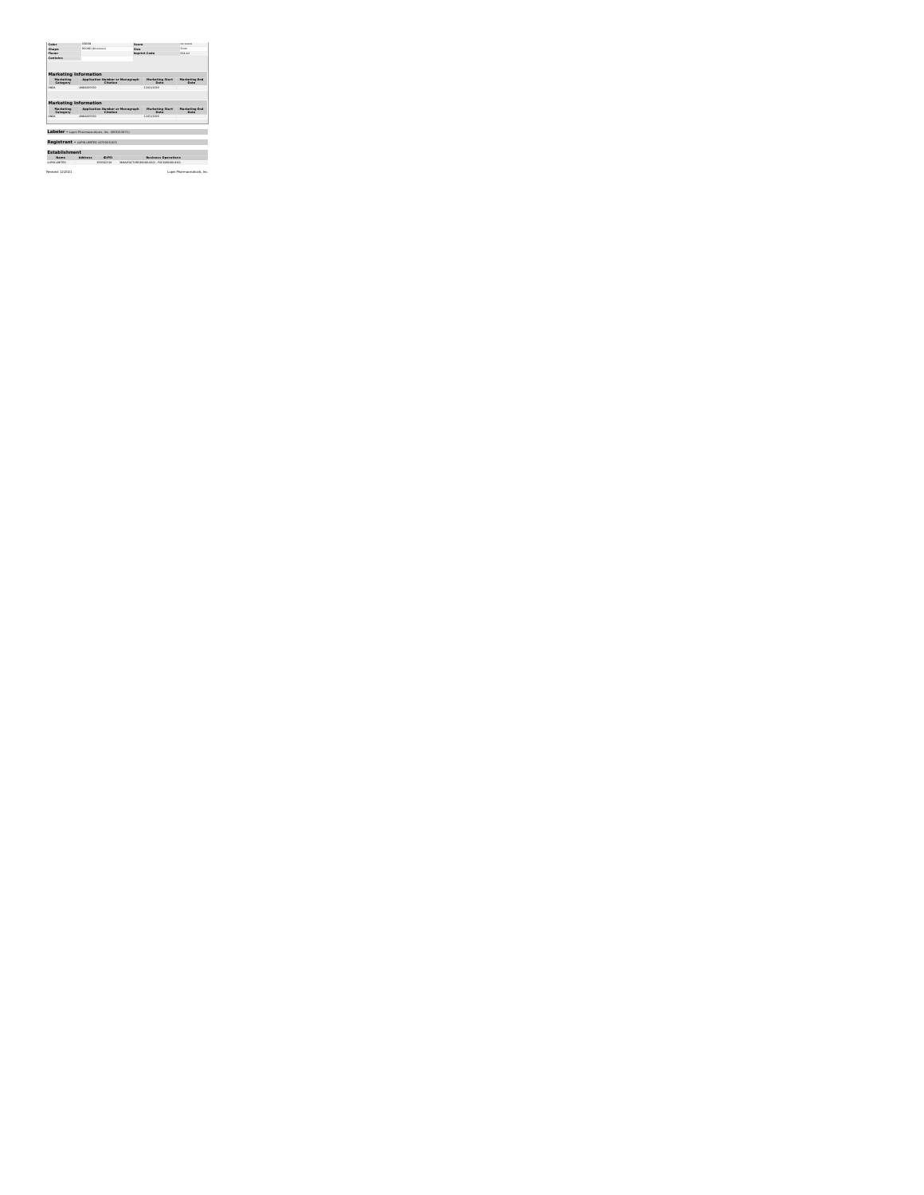| | | | |
|---|---|---|---|
| **Color** | GREEN | **Score** | no score |
| **Shape** | ROUND (biconvex) | **Size** | 5mm |
| **Flavor** | | **Imprint Code** | 0.5;LU |
| **Contains** | | | |

### Marketing Information

| Marketing Category | Application Number or Monograph Citation | Marketing Start Date | Marketing End Date |
|---|---|---|---|
| ANDA | ANDA205550 | 12/01/2020 | |

### Marketing Information

| Marketing Category | Application Number or Monograph Citation | Marketing Start Date | Marketing End Date |
|---|---|---|---|
| ANDA | ANDA205550 | 12/01/2020 | |

**Labeler -** Lupin Pharmaceuticals, Inc. (089153071)

**Registrant -** LUPIN LIMITED (675923163)

### Establishment

| Name | Address | ID/FEI | Business Operations |
|---|---|---|---|
| LUPIN LIMITED | | 650582310 | MANUFACTURE(68180-942) , PACK(68180-942) |

Revised: 12/2021

Lupin Pharmaceuticals, Inc.